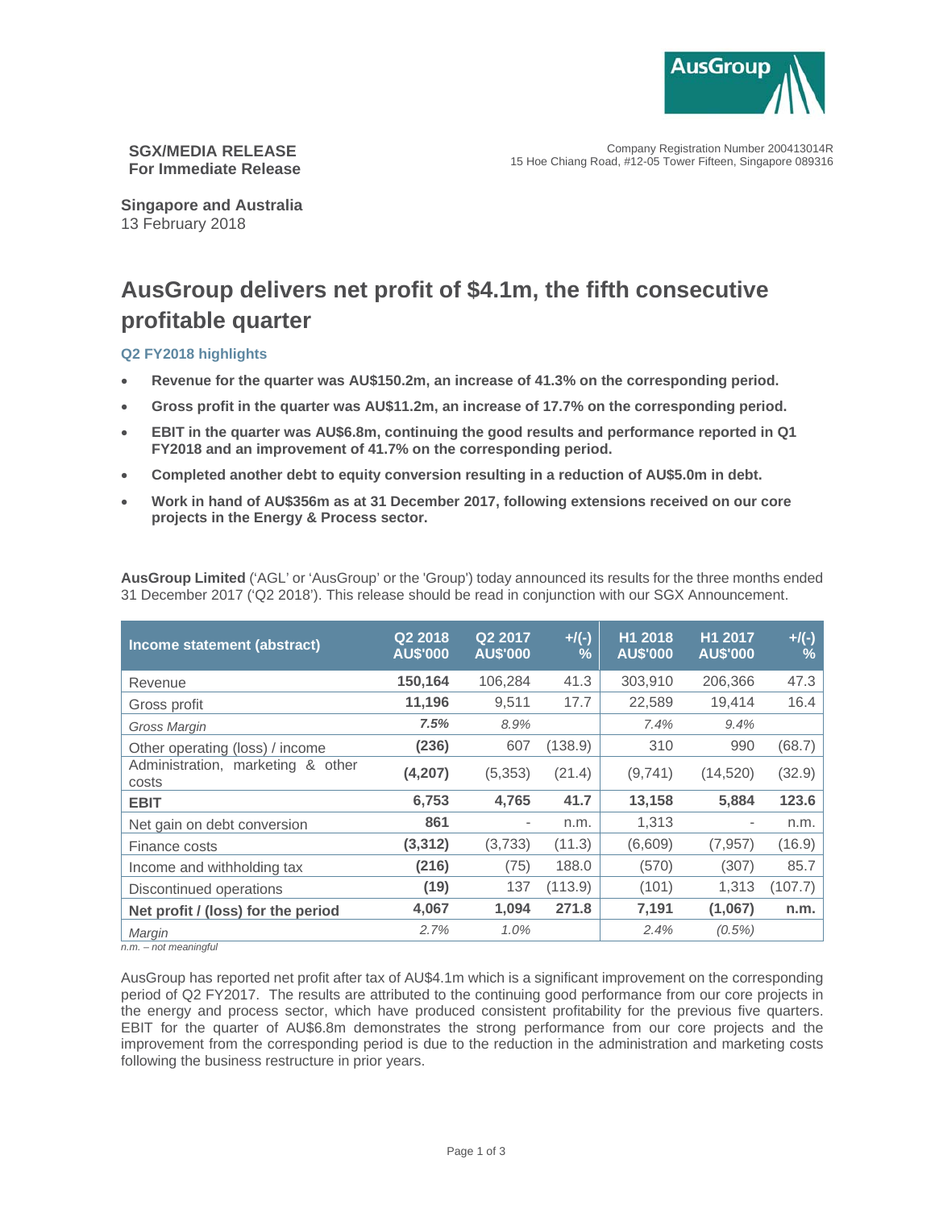**SGX/MEDIA RELEASE**
**For Immediate Release**

Company Registration Number 200413014R
15 Hoe Chiang Road, #12-05 Tower Fifteen, Singapore 089316

**Singapore and Australia**
13 February 2018

# AusGroup delivers net profit of $4.1m, the fifth consecutive profitable quarter

### Q2 FY2018 highlights

- **Revenue for the quarter was AU$150.2m, an increase of 41.3% on the corresponding period.**
- **Gross profit in the quarter was AU$11.2m, an increase of 17.7% on the corresponding period.**
- **EBIT in the quarter was AU$6.8m, continuing the good results and performance reported in Q1 FY2018 and an improvement of 41.7% on the corresponding period.**
- **Completed another debt to equity conversion resulting in a reduction of AU$5.0m in debt.**
- **Work in hand of AU$356m as at 31 December 2017, following extensions received on our core projects in the Energy & Process sector.**

**AusGroup Limited** ('AGL' or 'AusGroup' or the 'Group') today announced its results for the three months ended 31 December 2017 ('Q2 2018'). This release should be read in conjunction with our SGX Announcement.

| Income statement (abstract) | Q2 2018 AU$'000 | Q2 2017 AU$'000 | +/(-) % | H1 2018 AU$'000 | H1 2017 AU$'000 | +/(-) % |
|---|---|---|---|---|---|---|
| Revenue | **150,164** | 106,284 | 41.3 | 303,910 | 206,366 | 47.3 |
| Gross profit | **11,196** | 9,511 | 17.7 | 22,589 | 19,414 | 16.4 |
| *Gross Margin* | ***7.5%*** | *8.9%* | | *7.4%* | *9.4%* | |
| Other operating (loss) / income | **(236)** | 607 | (138.9) | 310 | 990 | (68.7) |
| Administration, marketing & other costs | **(4,207)** | (5,353) | (21.4) | (9,741) | (14,520) | (32.9) |
| **EBIT** | **6,753** | **4,765** | **41.7** | **13,158** | **5,884** | **123.6** |
| Net gain on debt conversion | **861** | - | n.m. | 1,313 | - | n.m. |
| Finance costs | **(3,312)** | (3,733) | (11.3) | (6,609) | (7,957) | (16.9) |
| Income and withholding tax | **(216)** | (75) | 188.0 | (570) | (307) | 85.7 |
| Discontinued operations | **(19)** | 137 | (113.9) | (101) | 1,313 | (107.7) |
| **Net profit / (loss) for the period** | **4,067** | **1,094** | **271.8** | **7,191** | **(1,067)** | **n.m.** |
| *Margin* | *2.7%* | *1.0%* | | *2.4%* | *(0.5%)* | |

*n.m. – not meaningful*

AusGroup has reported net profit after tax of AU$4.1m which is a significant improvement on the corresponding period of Q2 FY2017. The results are attributed to the continuing good performance from our core projects in the energy and process sector, which have produced consistent profitability for the previous five quarters. EBIT for the quarter of AU$6.8m demonstrates the strong performance from our core projects and the improvement from the corresponding period is due to the reduction in the administration and marketing costs following the business restructure in prior years.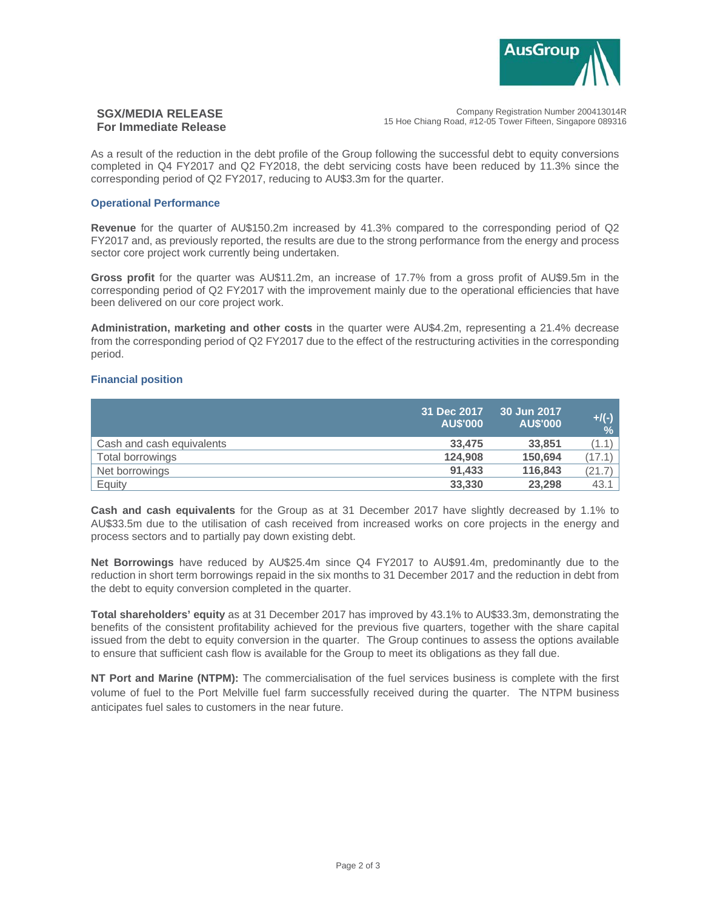**SGX/MEDIA RELEASE**
**For Immediate Release**

Company Registration Number 200413014R
15 Hoe Chiang Road, #12-05 Tower Fifteen, Singapore 089316

As a result of the reduction in the debt profile of the Group following the successful debt to equity conversions completed in Q4 FY2017 and Q2 FY2018, the debt servicing costs have been reduced by 11.3% since the corresponding period of Q2 FY2017, reducing to AU$3.3m for the quarter.

### Operational Performance

**Revenue** for the quarter of AU$150.2m increased by 41.3% compared to the corresponding period of Q2 FY2017 and, as previously reported, the results are due to the strong performance from the energy and process sector core project work currently being undertaken.

**Gross profit** for the quarter was AU$11.2m, an increase of 17.7% from a gross profit of AU$9.5m in the corresponding period of Q2 FY2017 with the improvement mainly due to the operational efficiencies that have been delivered on our core project work.

**Administration, marketing and other costs** in the quarter were AU$4.2m, representing a 21.4% decrease from the corresponding period of Q2 FY2017 due to the effect of the restructuring activities in the corresponding period.

### Financial position

| | 31 Dec 2017 AU$'000 | 30 Jun 2017 AU$'000 | +/(-) % |
|---|---|---|---|
| Cash and cash equivalents | 33,475 | 33,851 | (1.1) |
| Total borrowings | 124,908 | 150,694 | (17.1) |
| Net borrowings | 91,433 | 116,843 | (21.7) |
| Equity | 33,330 | 23,298 | 43.1 |

**Cash and cash equivalents** for the Group as at 31 December 2017 have slightly decreased by 1.1% to AU$33.5m due to the utilisation of cash received from increased works on core projects in the energy and process sectors and to partially pay down existing debt.

**Net Borrowings** have reduced by AU$25.4m since Q4 FY2017 to AU$91.4m, predominantly due to the reduction in short term borrowings repaid in the six months to 31 December 2017 and the reduction in debt from the debt to equity conversion completed in the quarter.

**Total shareholders' equity** as at 31 December 2017 has improved by 43.1% to AU$33.3m, demonstrating the benefits of the consistent profitability achieved for the previous five quarters, together with the share capital issued from the debt to equity conversion in the quarter. The Group continues to assess the options available to ensure that sufficient cash flow is available for the Group to meet its obligations as they fall due.

**NT Port and Marine (NTPM):** The commercialisation of the fuel services business is complete with the first volume of fuel to the Port Melville fuel farm successfully received during the quarter. The NTPM business anticipates fuel sales to customers in the near future.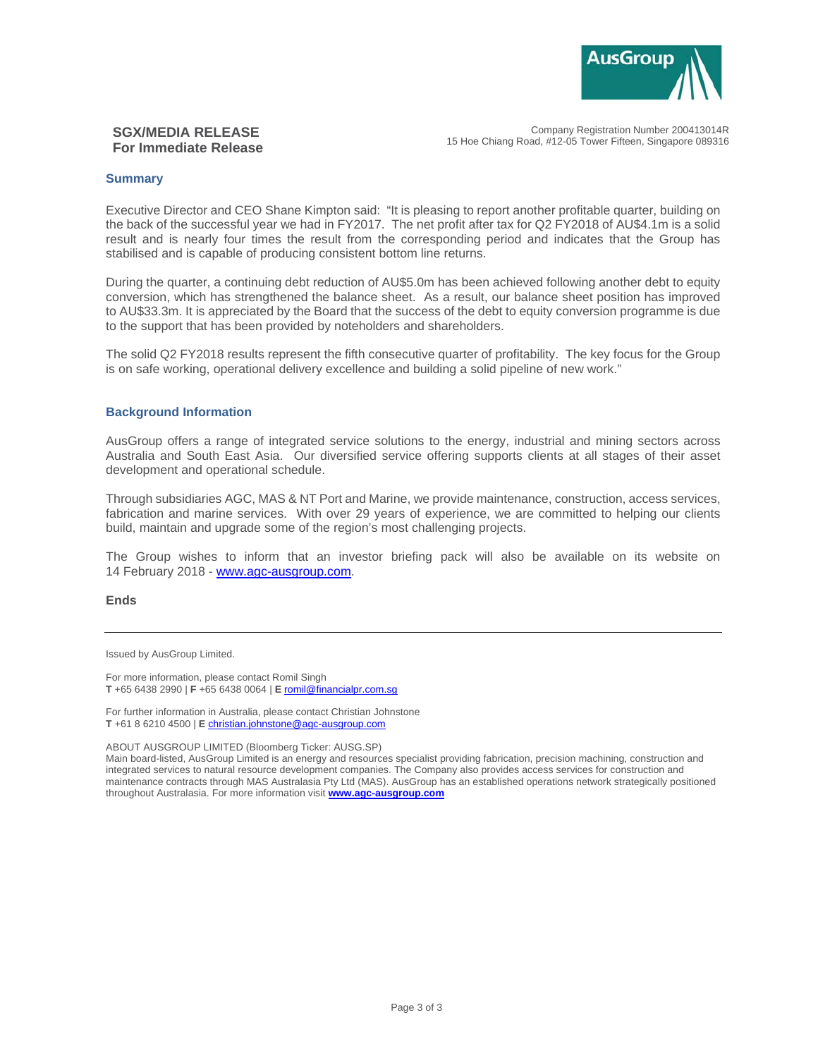**SGX/MEDIA RELEASE**
**For Immediate Release**

Company Registration Number 200413014R
15 Hoe Chiang Road, #12-05 Tower Fifteen, Singapore 089316

### Summary

Executive Director and CEO Shane Kimpton said: "It is pleasing to report another profitable quarter, building on the back of the successful year we had in FY2017. The net profit after tax for Q2 FY2018 of AU$4.1m is a solid result and is nearly four times the result from the corresponding period and indicates that the Group has stabilised and is capable of producing consistent bottom line returns.

During the quarter, a continuing debt reduction of AU$5.0m has been achieved following another debt to equity conversion, which has strengthened the balance sheet. As a result, our balance sheet position has improved to AU$33.3m. It is appreciated by the Board that the success of the debt to equity conversion programme is due to the support that has been provided by noteholders and shareholders.

The solid Q2 FY2018 results represent the fifth consecutive quarter of profitability. The key focus for the Group is on safe working, operational delivery excellence and building a solid pipeline of new work."

### Background Information

AusGroup offers a range of integrated service solutions to the energy, industrial and mining sectors across Australia and South East Asia. Our diversified service offering supports clients at all stages of their asset development and operational schedule.

Through subsidiaries AGC, MAS & NT Port and Marine, we provide maintenance, construction, access services, fabrication and marine services. With over 29 years of experience, we are committed to helping our clients build, maintain and upgrade some of the region's most challenging projects.

The Group wishes to inform that an investor briefing pack will also be available on its website on 14 February 2018 - www.agc-ausgroup.com.

**Ends**

---

Issued by AusGroup Limited.

For more information, please contact Romil Singh
**T** +65 6438 2990 | **F** +65 6438 0064 | **E** romil@financialpr.com.sg

For further information in Australia, please contact Christian Johnstone
**T** +61 8 6210 4500 | **E** christian.johnstone@agc-ausgroup.com

ABOUT AUSGROUP LIMITED (Bloomberg Ticker: AUSG.SP)
Main board-listed, AusGroup Limited is an energy and resources specialist providing fabrication, precision machining, construction and integrated services to natural resource development companies. The Company also provides access services for construction and maintenance contracts through MAS Australasia Pty Ltd (MAS). AusGroup has an established operations network strategically positioned throughout Australasia. For more information visit **www.agc-ausgroup.com**